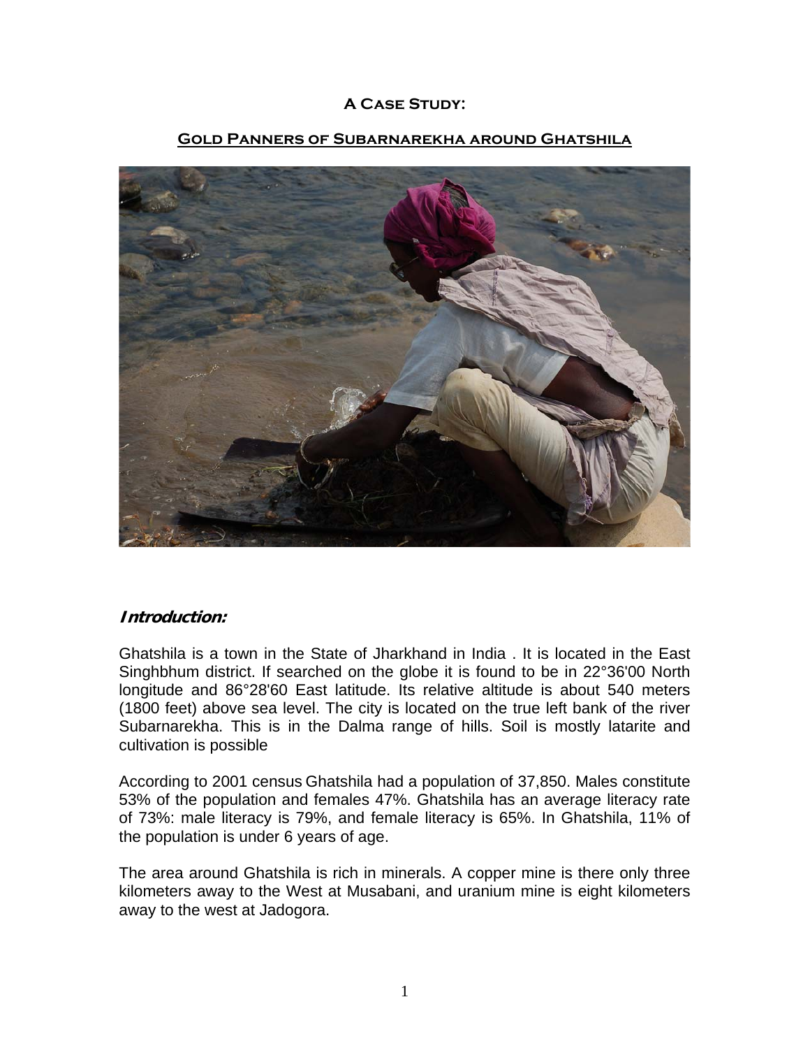# A Case Study:

## Gold Panners of Subarnarekha around Ghatshila

### *Introduction:*

Ghatshila is a town in the State of Jharkhand in India . It is located in the East Singhbhum district. If searched on the globe it is found to be in 22°36'00 North longitude and 86°28'60 East latitude. Its relative altitude is about 540 meters (1800 feet) above sea level. The city is located on the true left bank of the river Subarnarekha. This is in the Dalma range of hills. Soil is mostly latarite and cultivation is possible

According to 2001 census Ghatshila had a population of 37,850. Males constitute 53% of the population and females 47%. Ghatshila has an average literacy rate of 73%: male literacy is 79%, and female literacy is 65%. In Ghatshila, 11% of the population is under 6 years of age.

The area around Ghatshila is rich in minerals. A copper mine is there only three kilometers away to the West at Musabani, and uranium mine is eight kilometers away to the west at Jadogora.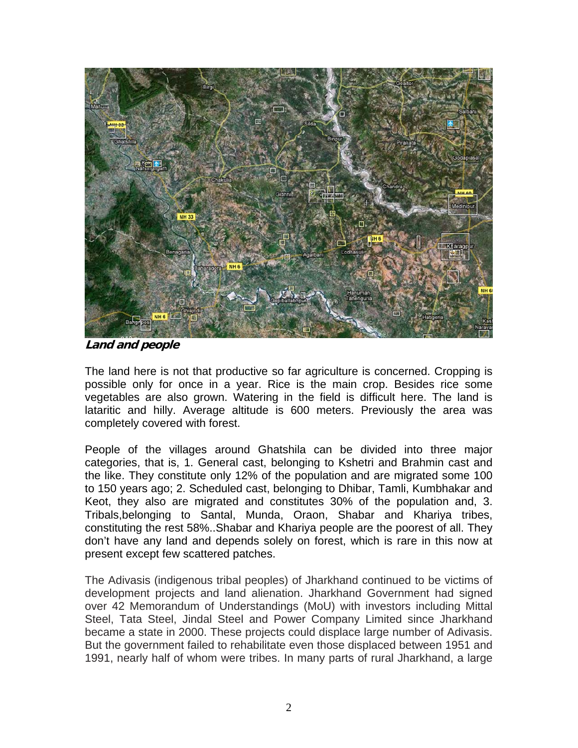***Land and people***

The land here is not that productive so far agriculture is concerned. Cropping is possible only for once in a year. Rice is the main crop. Besides rice some vegetables are also grown. Watering in the field is difficult here. The land is lataritic and hilly. Average altitude is 600 meters. Previously the area was completely covered with forest.

People of the villages around Ghatshila can be divided into three major categories, that is, 1. General cast, belonging to Kshetri and Brahmin cast and the like. They constitute only 12% of the population and are migrated some 100 to 150 years ago; 2. Scheduled cast, belonging to Dhibar, Tamli, Kumbhakar and Keot, they also are migrated and constitutes 30% of the population and, 3. Tribals,belonging to Santal, Munda, Oraon, Shabar and Khariya tribes, constituting the rest 58%..Shabar and Khariya people are the poorest of all. They don't have any land and depends solely on forest, which is rare in this now at present except few scattered patches.

The Adivasis (indigenous tribal peoples) of Jharkhand continued to be victims of development projects and land alienation. Jharkhand Government had signed over 42 Memorandum of Understandings (MoU) with investors including Mittal Steel, Tata Steel, Jindal Steel and Power Company Limited since Jharkhand became a state in 2000. These projects could displace large number of Adivasis. But the government failed to rehabilitate even those displaced between 1951 and 1991, nearly half of whom were tribes. In many parts of rural Jharkhand, a large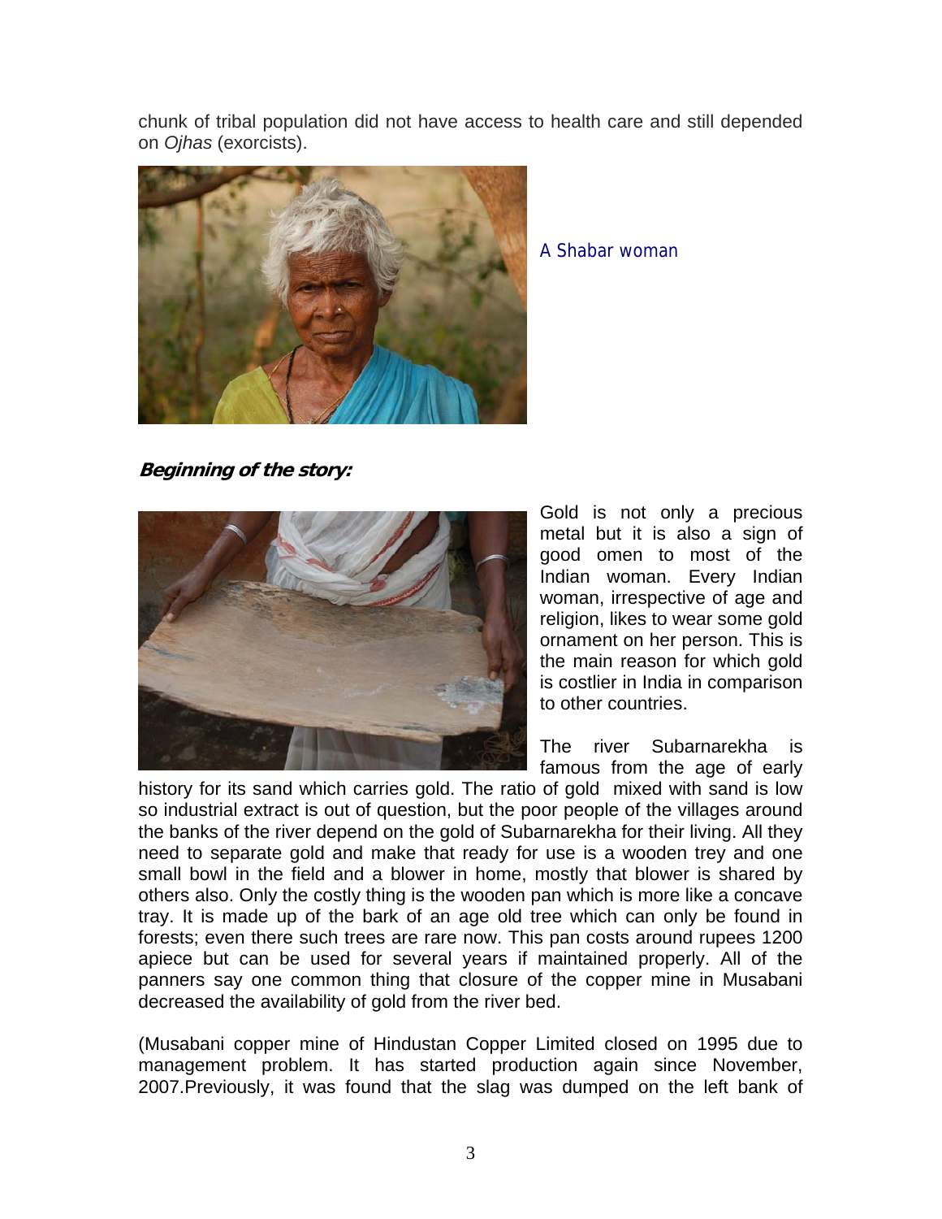chunk of tribal population did not have access to health care and still depended on *Ojhas* (exorcists).

A Shabar woman

***Beginning of the story:***

Gold is not only a precious metal but it is also a sign of good omen to most of the Indian woman. Every Indian woman, irrespective of age and religion, likes to wear some gold ornament on her person. This is the main reason for which gold is costlier in India in comparison to other countries.

The river Subarnarekha is famous from the age of early history for its sand which carries gold. The ratio of gold mixed with sand is low so industrial extract is out of question, but the poor people of the villages around the banks of the river depend on the gold of Subarnarekha for their living. All they need to separate gold and make that ready for use is a wooden trey and one small bowl in the field and a blower in home, mostly that blower is shared by others also. Only the costly thing is the wooden pan which is more like a concave tray. It is made up of the bark of an age old tree which can only be found in forests; even there such trees are rare now. This pan costs around rupees 1200 apiece but can be used for several years if maintained properly. All of the panners say one common thing that closure of the copper mine in Musabani decreased the availability of gold from the river bed.

(Musabani copper mine of Hindustan Copper Limited closed on 1995 due to management problem. It has started production again since November, 2007.Previously, it was found that the slag was dumped on the left bank of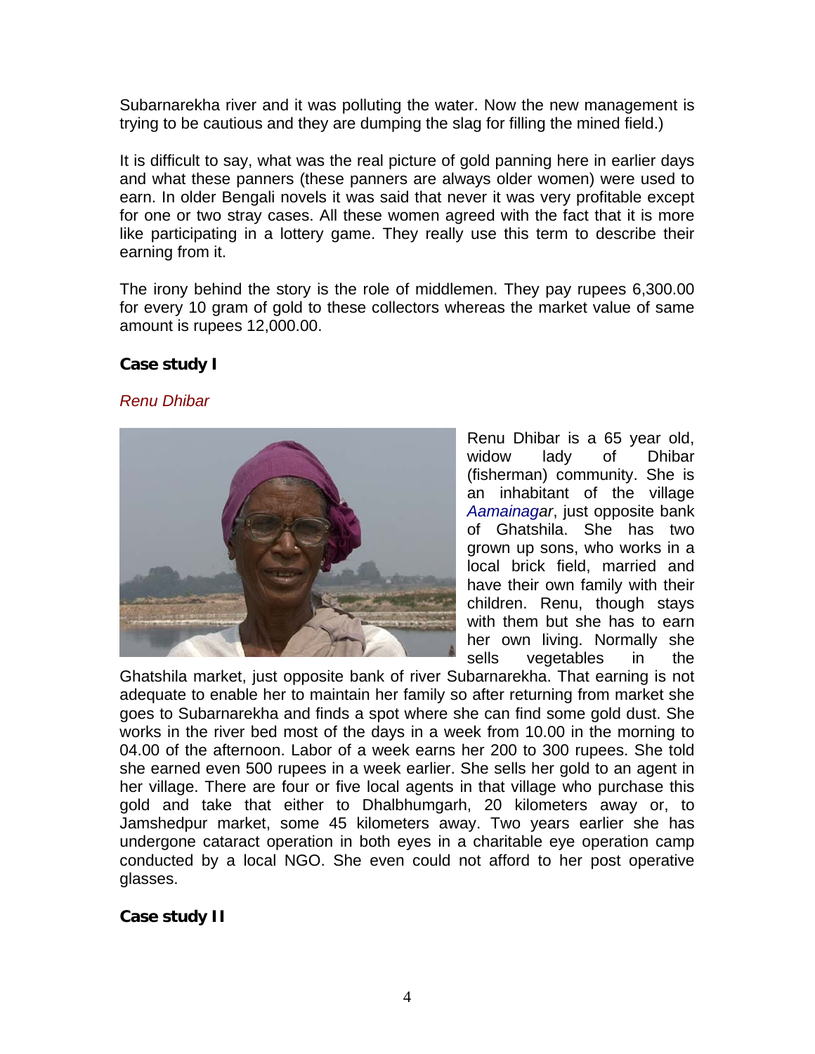Subarnarekha river and it was polluting the water. Now the new management is trying to be cautious and they are dumping the slag for filling the mined field.)

It is difficult to say, what was the real picture of gold panning here in earlier days and what these panners (these panners are always older women) were used to earn. In older Bengali novels it was said that never it was very profitable except for one or two stray cases. All these women agreed with the fact that it is more like participating in a lottery game. They really use this term to describe their earning from it.

The irony behind the story is the role of middlemen. They pay rupees 6,300.00 for every 10 gram of gold to these collectors whereas the market value of same amount is rupees 12,000.00.

**Case study I**

*Renu Dhibar*

Renu Dhibar is a 65 year old, widow lady of Dhibar (fisherman) community. She is an inhabitant of the village *Aamainagar*, just opposite bank of Ghatshila. She has two grown up sons, who works in a local brick field, married and have their own family with their children. Renu, though stays with them but she has to earn her own living. Normally she sells vegetables in the Ghatshila market, just opposite bank of river Subarnarekha. That earning is not adequate to enable her to maintain her family so after returning from market she goes to Subarnarekha and finds a spot where she can find some gold dust. She works in the river bed most of the days in a week from 10.00 in the morning to 04.00 of the afternoon. Labor of a week earns her 200 to 300 rupees. She told she earned even 500 rupees in a week earlier. She sells her gold to an agent in her village. There are four or five local agents in that village who purchase this gold and take that either to Dhalbhumgarh, 20 kilometers away or, to Jamshedpur market, some 45 kilometers away. Two years earlier she has undergone cataract operation in both eyes in a charitable eye operation camp conducted by a local NGO. She even could not afford to her post operative glasses.

**Case study II**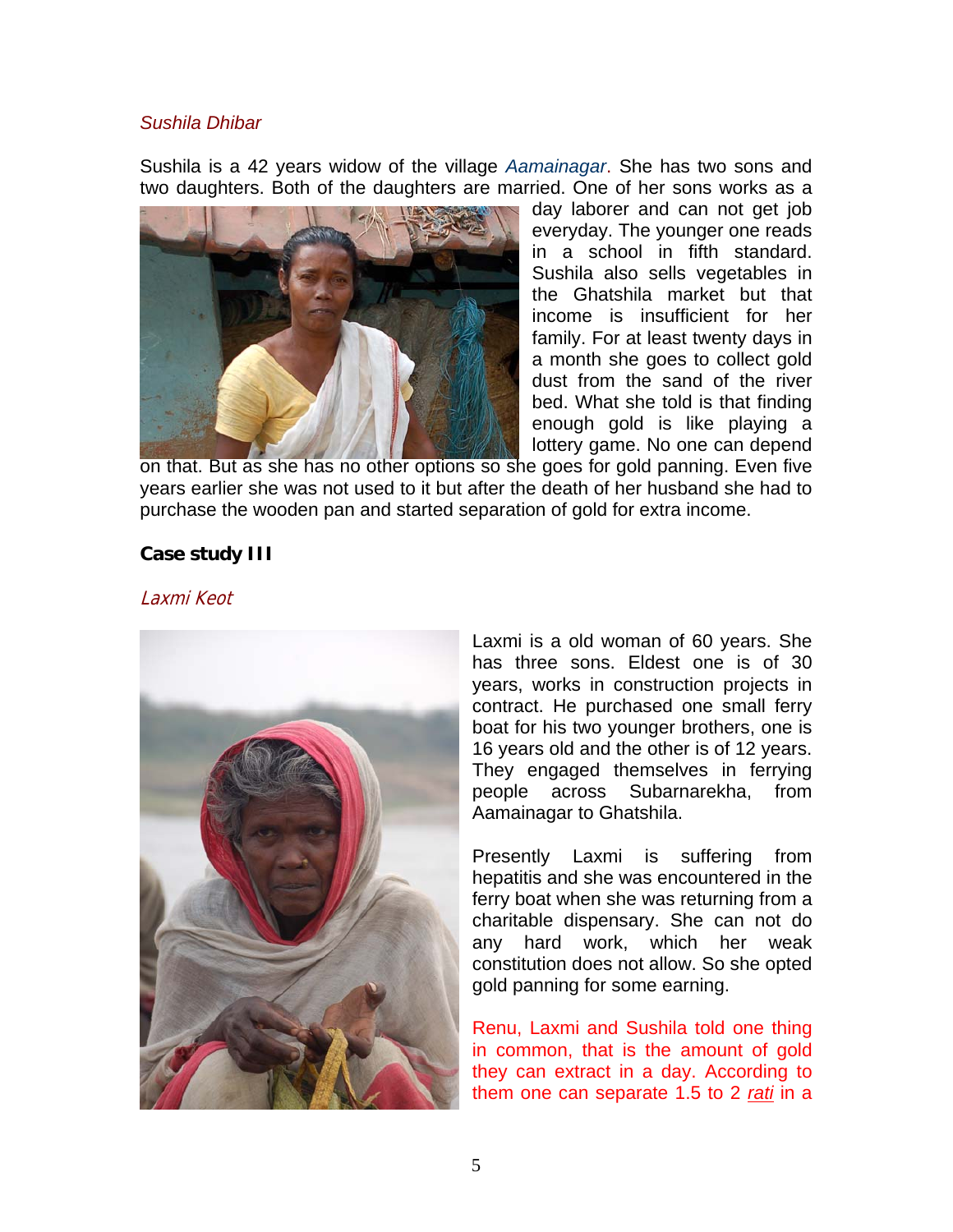*Sushila Dhibar*

Sushila is a 42 years widow of the village *Aamainagar*. She has two sons and two daughters. Both of the daughters are married. One of her sons works as a day laborer and can not get job everyday. The younger one reads in a school in fifth standard. Sushila also sells vegetables in the Ghatshila market but that income is insufficient for her family. For at least twenty days in a month she goes to collect gold dust from the sand of the river bed. What she told is that finding enough gold is like playing a lottery game. No one can depend on that. But as she has no other options so she goes for gold panning. Even five years earlier she was not used to it but after the death of her husband she had to purchase the wooden pan and started separation of gold for extra income.

**Case study III**

*Laxmi Keot*

Laxmi is a old woman of 60 years. She has three sons. Eldest one is of 30 years, works in construction projects in contract. He purchased one small ferry boat for his two younger brothers, one is 16 years old and the other is of 12 years. They engaged themselves in ferrying people across Subarnarekha, from Aamainagar to Ghatshila.

Presently Laxmi is suffering from hepatitis and she was encountered in the ferry boat when she was returning from a charitable dispensary. She can not do any hard work, which her weak constitution does not allow. So she opted gold panning for some earning.

Renu, Laxmi and Sushila told one thing in common, that is the amount of gold they can extract in a day. According to them one can separate 1.5 to 2 *rati* in a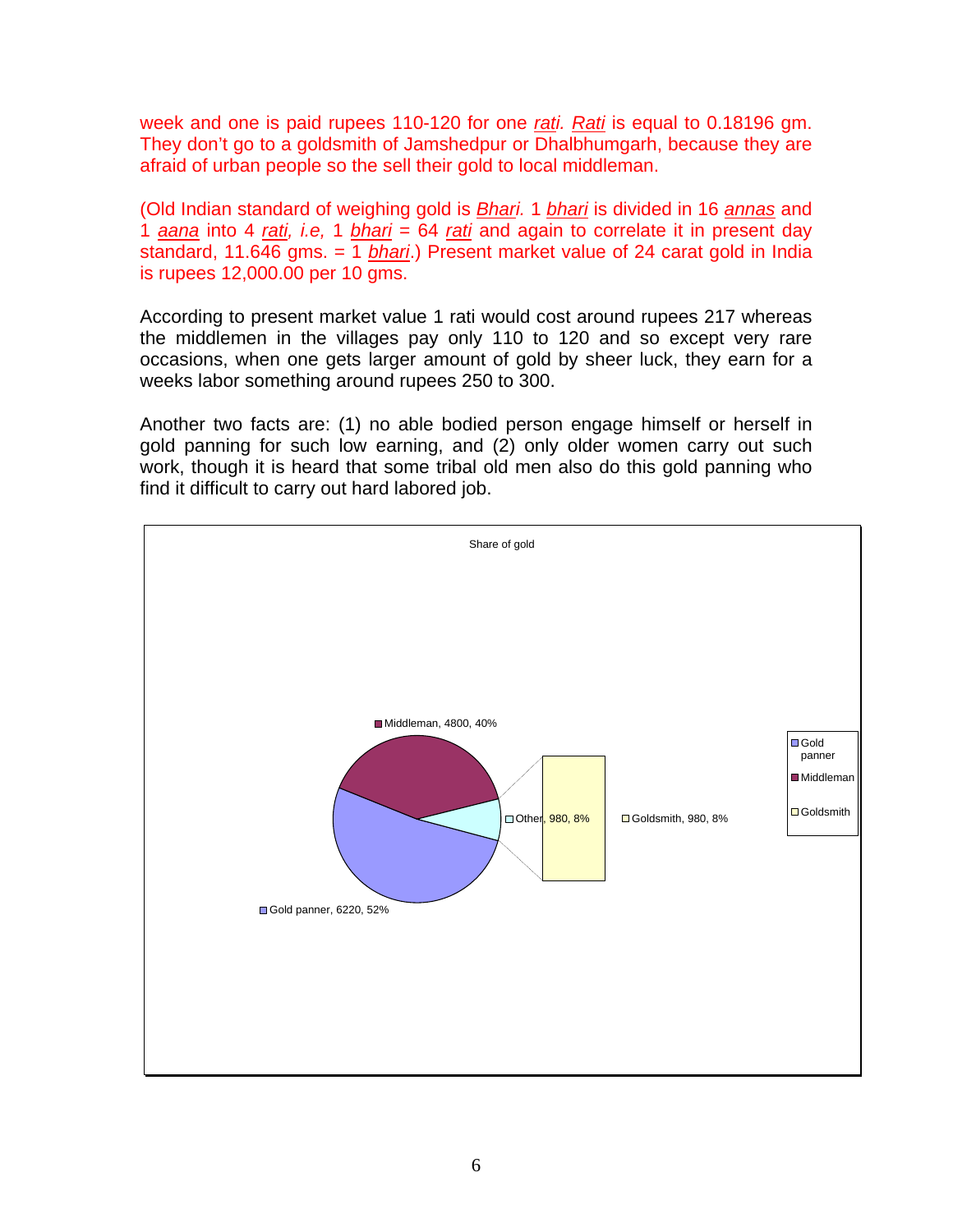week and one is paid rupees 110-120 for one *rati*. *Rati* is equal to 0.18196 gm. They don't go to a goldsmith of Jamshedpur or Dhalbhumgarh, because they are afraid of urban people so the sell their gold to local middleman.

(Old Indian standard of weighing gold is *Bhari.* 1 *bhari* is divided in 16 *annas* and 1 *aana* into 4 *rati, i.e,* 1 *bhari* = 64 *rati* and again to correlate it in present day standard, 11.646 gms. = 1 *bhari*.) Present market value of 24 carat gold in India is rupees 12,000.00 per 10 gms.

According to present market value 1 rati would cost around rupees 217 whereas the middlemen in the villages pay only 110 to 120 and so except very rare occasions, when one gets larger amount of gold by sheer luck, they earn for a weeks labor something around rupees 250 to 300.

Another two facts are: (1) no able bodied person engage himself or herself in gold panning for such low earning, and (2) only older women carry out such work, though it is heard that some tribal old men also do this gold panning who find it difficult to carry out hard labored job.

Share of gold

- Gold panner, 6220, 52%
- Middleman, 4800, 40%
- Other, 980, 8%
- Goldsmith, 980, 8%

Legend: Gold panner, Middleman, Goldsmith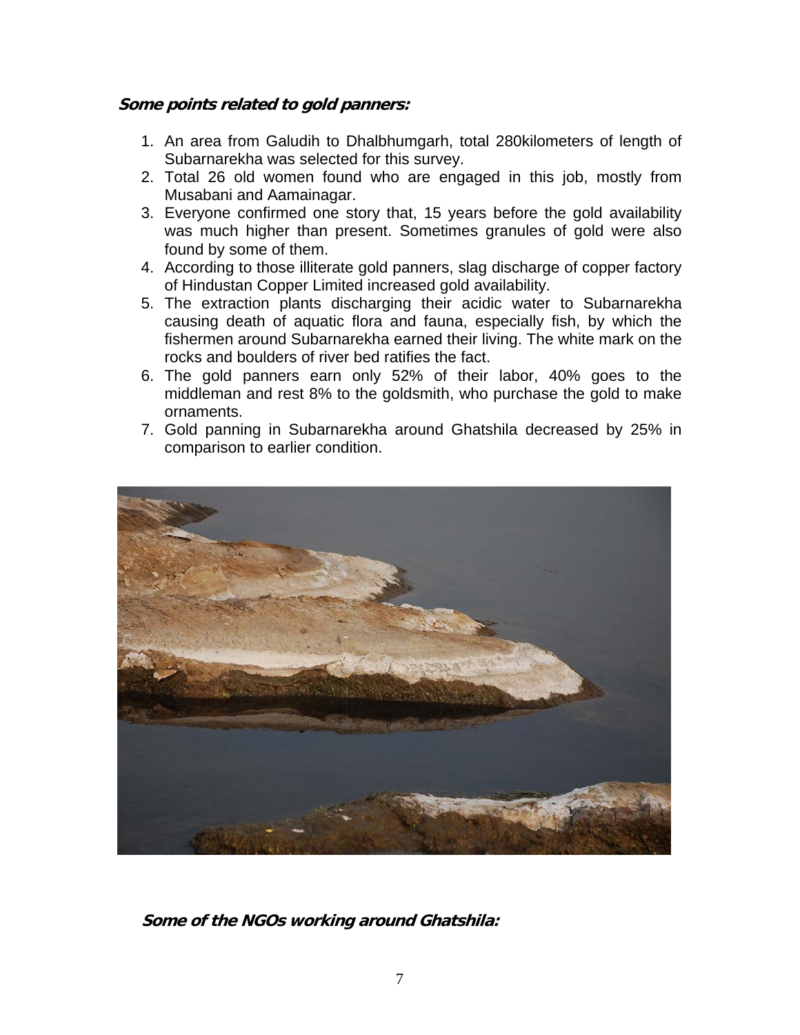**_Some points related to gold panners:_**

1. An area from Galudih to Dhalbhumgarh, total 280kilometers of length of Subarnarekha was selected for this survey.
2. Total 26 old women found who are engaged in this job, mostly from Musabani and Aamainagar.
3. Everyone confirmed one story that, 15 years before the gold availability was much higher than present. Sometimes granules of gold were also found by some of them.
4. According to those illiterate gold panners, slag discharge of copper factory of Hindustan Copper Limited increased gold availability.
5. The extraction plants discharging their acidic water to Subarnarekha causing death of aquatic flora and fauna, especially fish, by which the fishermen around Subarnarekha earned their living. The white mark on the rocks and boulders of river bed ratifies the fact.
6. The gold panners earn only 52% of their labor, 40% goes to the middleman and rest 8% to the goldsmith, who purchase the gold to make ornaments.
7. Gold panning in Subarnarekha around Ghatshila decreased by 25% in comparison to earlier condition.

**_Some of the NGOs working around Ghatshila:_**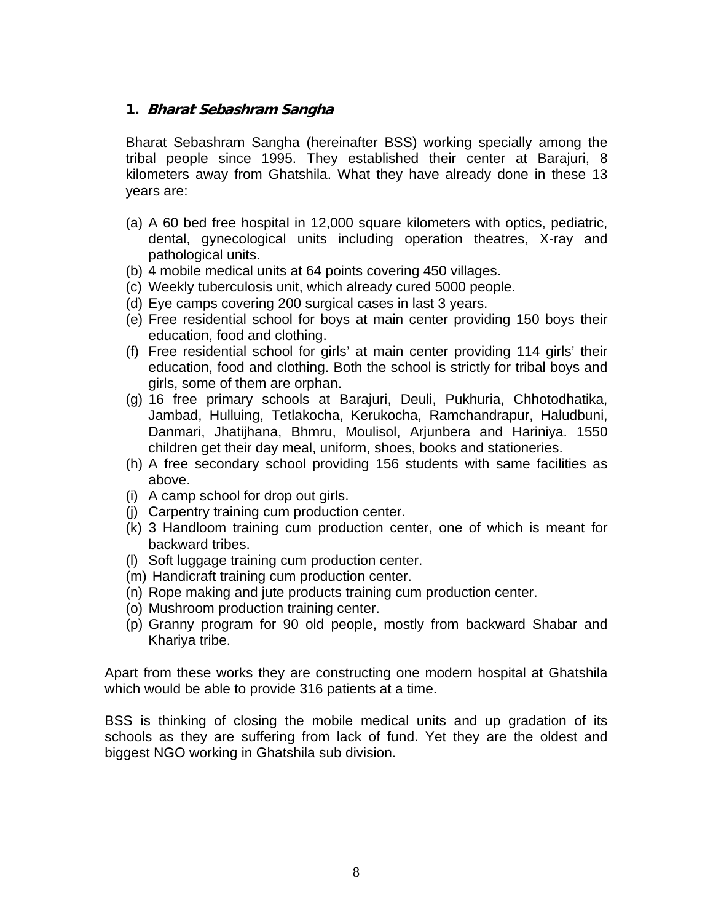## 1. *Bharat Sebashram Sangha*

Bharat Sebashram Sangha (hereinafter BSS) working specially among the tribal people since 1995. They established their center at Barajuri, 8 kilometers away from Ghatshila. What they have already done in these 13 years are:

(a) A 60 bed free hospital in 12,000 square kilometers with optics, pediatric, dental, gynecological units including operation theatres, X-ray and pathological units.
(b) 4 mobile medical units at 64 points covering 450 villages.
(c) Weekly tuberculosis unit, which already cured 5000 people.
(d) Eye camps covering 200 surgical cases in last 3 years.
(e) Free residential school for boys at main center providing 150 boys their education, food and clothing.
(f) Free residential school for girls' at main center providing 114 girls' their education, food and clothing. Both the school is strictly for tribal boys and girls, some of them are orphan.
(g) 16 free primary schools at Barajuri, Deuli, Pukhuria, Chhotodhatika, Jambad, Hulluing, Tetlakocha, Kerukocha, Ramchandrapur, Haludbuni, Danmari, Jhatijhana, Bhmru, Moulisol, Arjunbera and Hariniya. 1550 children get their day meal, uniform, shoes, books and stationeries.
(h) A free secondary school providing 156 students with same facilities as above.
(i) A camp school for drop out girls.
(j) Carpentry training cum production center.
(k) 3 Handloom training cum production center, one of which is meant for backward tribes.
(l) Soft luggage training cum production center.
(m) Handicraft training cum production center.
(n) Rope making and jute products training cum production center.
(o) Mushroom production training center.
(p) Granny program for 90 old people, mostly from backward Shabar and Khariya tribe.

Apart from these works they are constructing one modern hospital at Ghatshila which would be able to provide 316 patients at a time.

BSS is thinking of closing the mobile medical units and up gradation of its schools as they are suffering from lack of fund. Yet they are the oldest and biggest NGO working in Ghatshila sub division.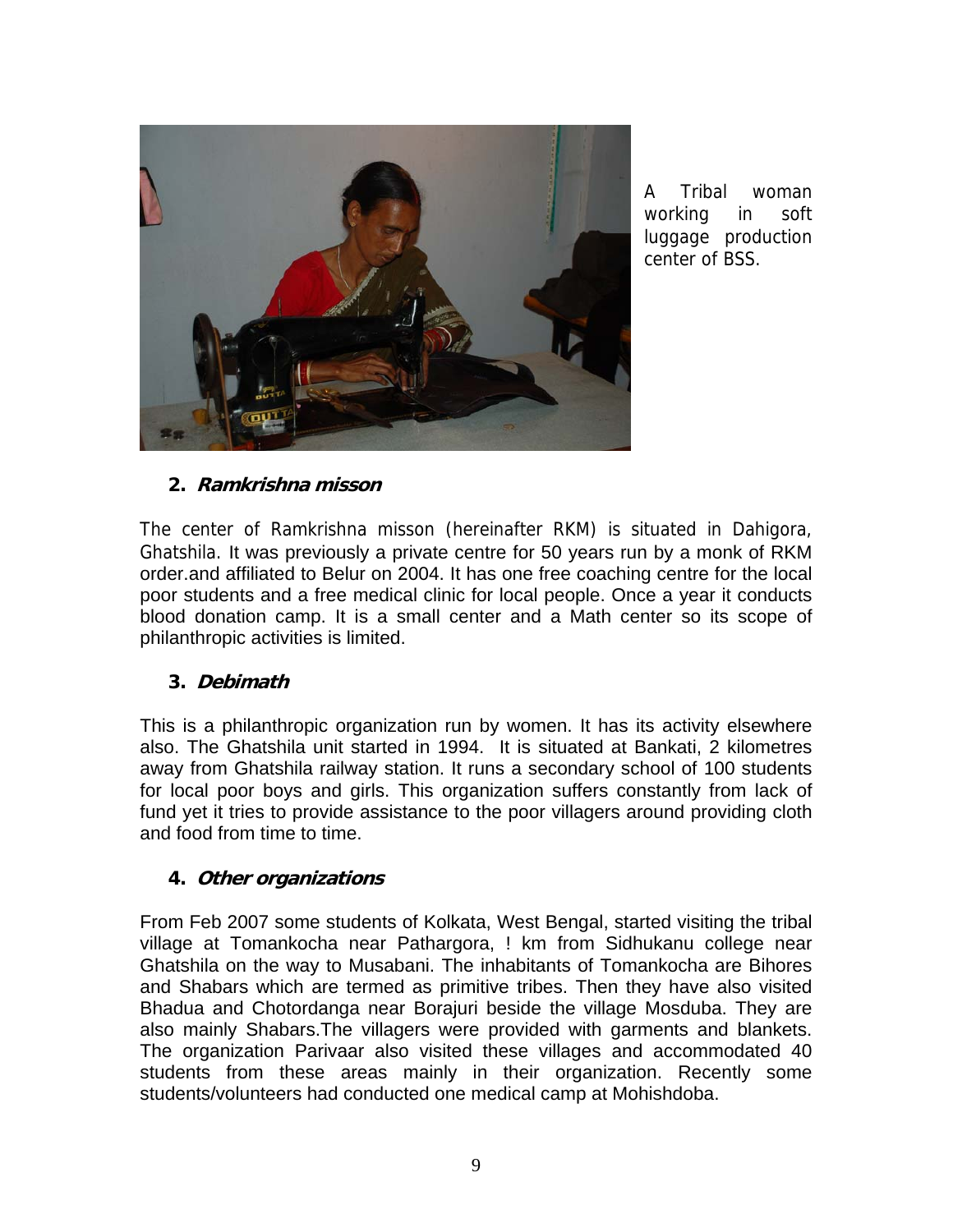A Tribal woman working in soft luggage production center of BSS.

## 2. *Ramkrishna misson*

The center of Ramkrishna misson (hereinafter RKM) is situated in Dahigora, Ghatshila. It was previously a private centre for 50 years run by a monk of RKM order.and affiliated to Belur on 2004. It has one free coaching centre for the local poor students and a free medical clinic for local people. Once a year it conducts blood donation camp. It is a small center and a Math center so its scope of philanthropic activities is limited.

## 3. *Debimath*

This is a philanthropic organization run by women. It has its activity elsewhere also. The Ghatshila unit started in 1994. It is situated at Bankati, 2 kilometres away from Ghatshila railway station. It runs a secondary school of 100 students for local poor boys and girls. This organization suffers constantly from lack of fund yet it tries to provide assistance to the poor villagers around providing cloth and food from time to time.

## 4. *Other organizations*

From Feb 2007 some students of Kolkata, West Bengal, started visiting the tribal village at Tomankocha near Pathargora, ! km from Sidhukanu college near Ghatshila on the way to Musabani. The inhabitants of Tomankocha are Bihores and Shabars which are termed as primitive tribes. Then they have also visited Bhadua and Chotordanga near Borajuri beside the village Mosduba. They are also mainly Shabars.The villagers were provided with garments and blankets. The organization Parivaar also visited these villages and accommodated 40 students from these areas mainly in their organization. Recently some students/volunteers had conducted one medical camp at Mohishdoba.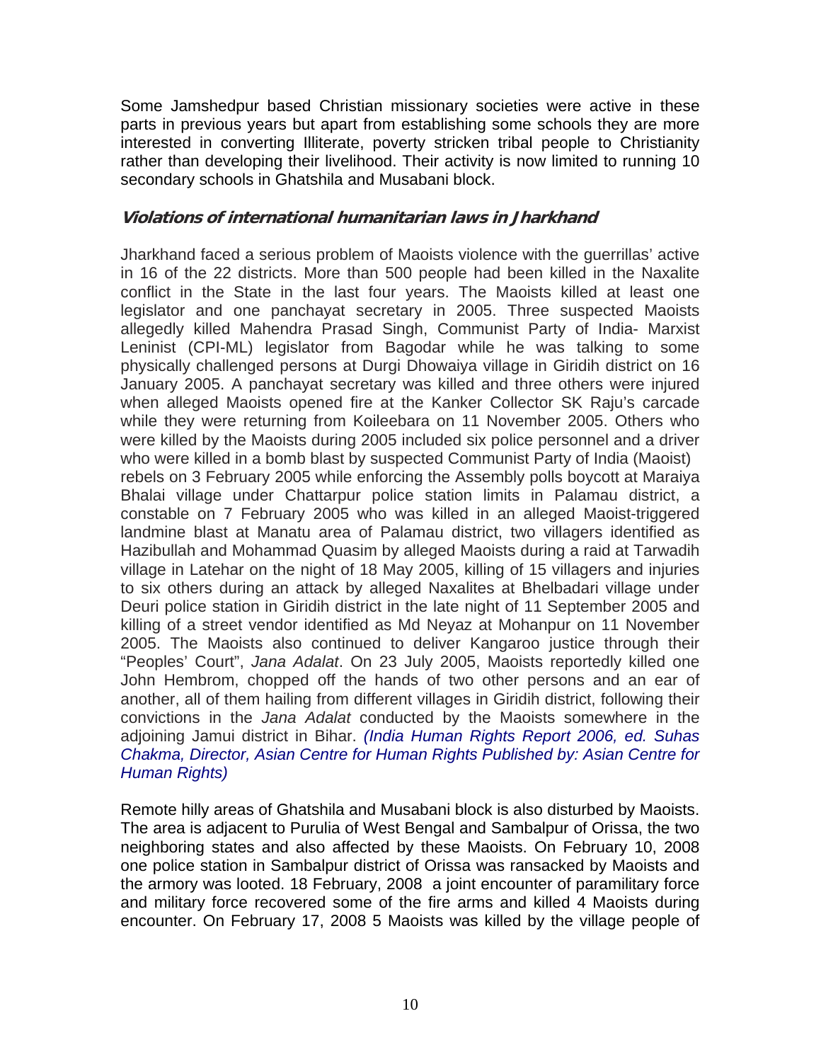Some Jamshedpur based Christian missionary societies were active in these parts in previous years but apart from establishing some schools they are more interested in converting Illiterate, poverty stricken tribal people to Christianity rather than developing their livelihood. Their activity is now limited to running 10 secondary schools in Ghatshila and Musabani block.

### *Violations of international humanitarian laws in Jharkhand*

Jharkhand faced a serious problem of Maoists violence with the guerrillas' active in 16 of the 22 districts. More than 500 people had been killed in the Naxalite conflict in the State in the last four years. The Maoists killed at least one legislator and one panchayat secretary in 2005. Three suspected Maoists allegedly killed Mahendra Prasad Singh, Communist Party of India- Marxist Leninist (CPI-ML) legislator from Bagodar while he was talking to some physically challenged persons at Durgi Dhowaiya village in Giridih district on 16 January 2005. A panchayat secretary was killed and three others were injured when alleged Maoists opened fire at the Kanker Collector SK Raju's carcade while they were returning from Koileebara on 11 November 2005. Others who were killed by the Maoists during 2005 included six police personnel and a driver who were killed in a bomb blast by suspected Communist Party of India (Maoist) rebels on 3 February 2005 while enforcing the Assembly polls boycott at Maraiya Bhalai village under Chattarpur police station limits in Palamau district, a constable on 7 February 2005 who was killed in an alleged Maoist-triggered landmine blast at Manatu area of Palamau district, two villagers identified as Hazibullah and Mohammad Quasim by alleged Maoists during a raid at Tarwadih village in Latehar on the night of 18 May 2005, killing of 15 villagers and injuries to six others during an attack by alleged Naxalites at Bhelbadari village under Deuri police station in Giridih district in the late night of 11 September 2005 and killing of a street vendor identified as Md Neyaz at Mohanpur on 11 November 2005. The Maoists also continued to deliver Kangaroo justice through their "Peoples' Court", *Jana Adalat*. On 23 July 2005, Maoists reportedly killed one John Hembrom, chopped off the hands of two other persons and an ear of another, all of them hailing from different villages in Giridih district, following their convictions in the *Jana Adalat* conducted by the Maoists somewhere in the adjoining Jamui district in Bihar. *(India Human Rights Report 2006, ed. Suhas Chakma, Director, Asian Centre for Human Rights Published by: Asian Centre for Human Rights)*

Remote hilly areas of Ghatshila and Musabani block is also disturbed by Maoists. The area is adjacent to Purulia of West Bengal and Sambalpur of Orissa, the two neighboring states and also affected by these Maoists. On February 10, 2008 one police station in Sambalpur district of Orissa was ransacked by Maoists and the armory was looted. 18 February, 2008 a joint encounter of paramilitary force and military force recovered some of the fire arms and killed 4 Maoists during encounter. On February 17, 2008 5 Maoists was killed by the village people of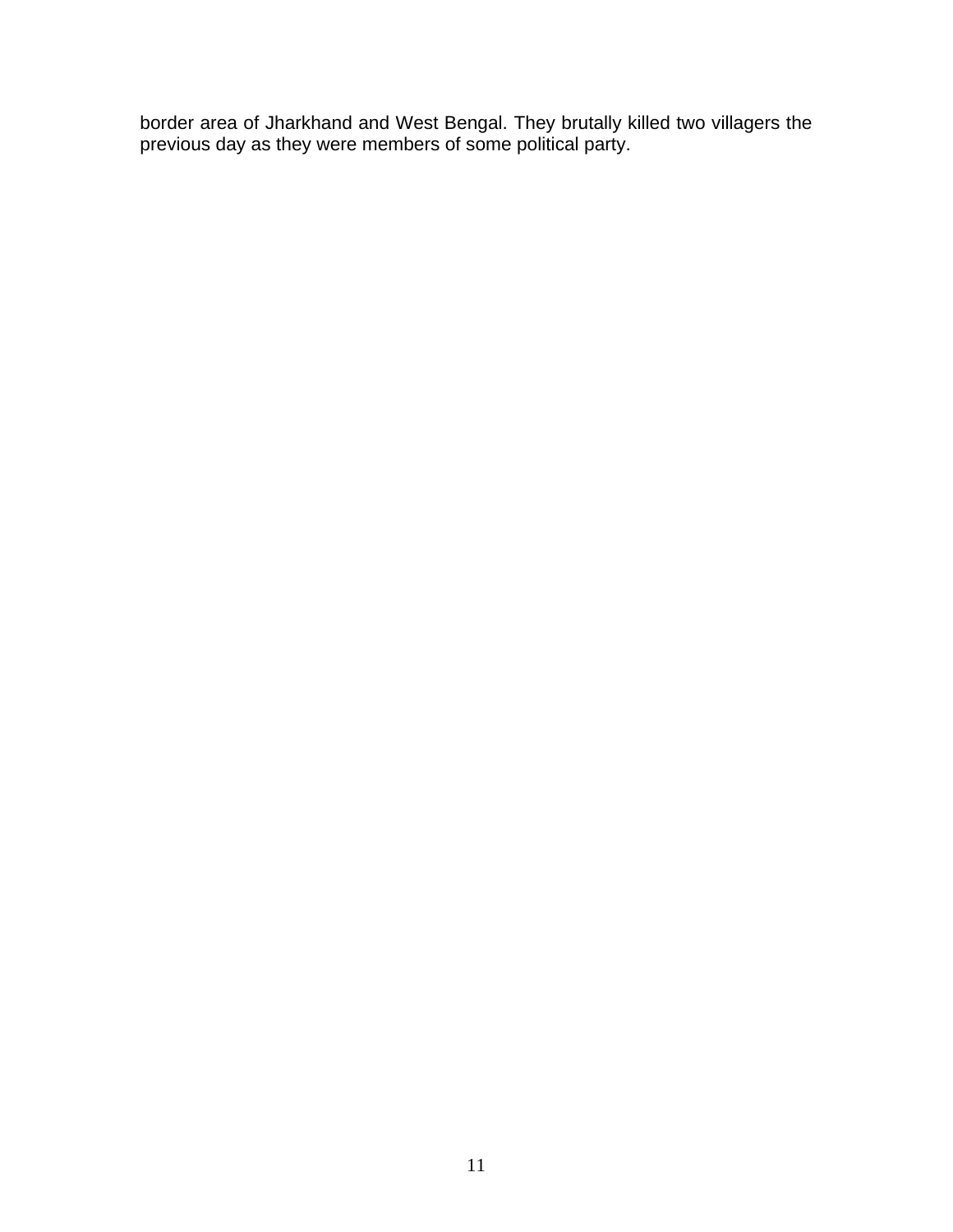border area of Jharkhand and West Bengal. They brutally killed two villagers the previous day as they were members of some political party.